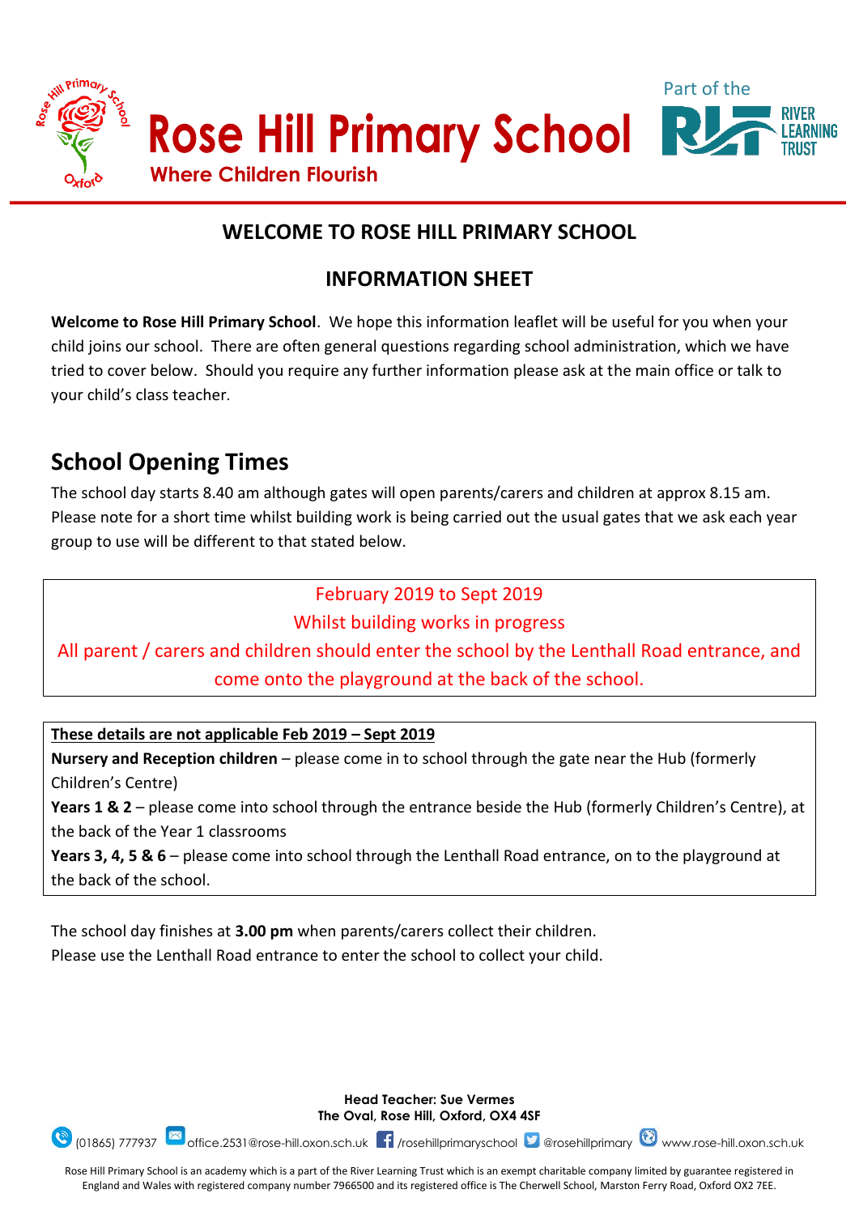# Rose Hill Primary School

**Where Children Flourish**

Part of the River Learning Trust

## WELCOME TO ROSE HILL PRIMARY SCHOOL

## INFORMATION SHEET

**Welcome to Rose Hill Primary School**. We hope this information leaflet will be useful for you when your child joins our school. There are often general questions regarding school administration, which we have tried to cover below. Should you require any further information please ask at the main office or talk to your child's class teacher.

## School Opening Times

The school day starts 8.40 am although gates will open parents/carers and children at approx 8.15 am. Please note for a short time whilst building work is being carried out the usual gates that we ask each year group to use will be different to that stated below.

February 2019 to Sept 2019
Whilst building works in progress
All parent / carers and children should enter the school by the Lenthall Road entrance, and come onto the playground at the back of the school.

**These details are not applicable Feb 2019 – Sept 2019**

**Nursery and Reception children** – please come in to school through the gate near the Hub (formerly Children's Centre)

**Years 1 & 2** – please come into school through the entrance beside the Hub (formerly Children's Centre), at the back of the Year 1 classrooms

**Years 3, 4, 5 & 6** – please come into school through the Lenthall Road entrance, on to the playground at the back of the school.

The school day finishes at **3.00 pm** when parents/carers collect their children.
Please use the Lenthall Road entrance to enter the school to collect your child.

**Head Teacher: Sue Vermes**
**The Oval, Rose Hill, Oxford, OX4 4SF**

(01865) 777937 office.2531@rose-hill.oxon.sch.uk /rosehillprimaryschool @rosehillprimary www.rose-hill.oxon.sch.uk

Rose Hill Primary School is an academy which is a part of the River Learning Trust which is an exempt charitable company limited by guarantee registered in England and Wales with registered company number 7966500 and its registered office is The Cherwell School, Marston Ferry Road, Oxford OX2 7EE.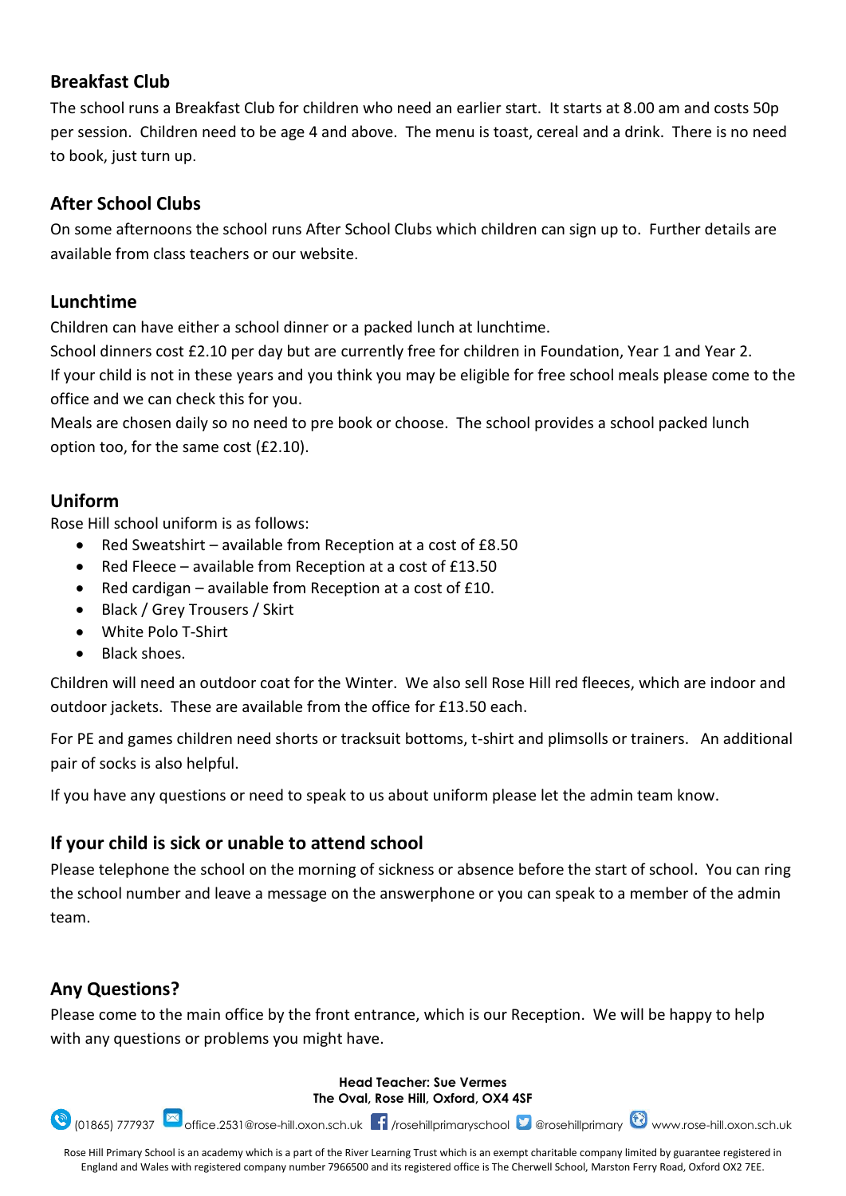## Breakfast Club

The school runs a Breakfast Club for children who need an earlier start. It starts at 8.00 am and costs 50p per session. Children need to be age 4 and above. The menu is toast, cereal and a drink. There is no need to book, just turn up.

## After School Clubs

On some afternoons the school runs After School Clubs which children can sign up to. Further details are available from class teachers or our website.

## Lunchtime

Children can have either a school dinner or a packed lunch at lunchtime.

School dinners cost £2.10 per day but are currently free for children in Foundation, Year 1 and Year 2.

If your child is not in these years and you think you may be eligible for free school meals please come to the office and we can check this for you.

Meals are chosen daily so no need to pre book or choose. The school provides a school packed lunch option too, for the same cost (£2.10).

## Uniform

Rose Hill school uniform is as follows:

- Red Sweatshirt – available from Reception at a cost of £8.50
- Red Fleece – available from Reception at a cost of £13.50
- Red cardigan – available from Reception at a cost of £10.
- Black / Grey Trousers / Skirt
- White Polo T-Shirt
- Black shoes.

Children will need an outdoor coat for the Winter. We also sell Rose Hill red fleeces, which are indoor and outdoor jackets. These are available from the office for £13.50 each.

For PE and games children need shorts or tracksuit bottoms, t-shirt and plimsolls or trainers. An additional pair of socks is also helpful.

If you have any questions or need to speak to us about uniform please let the admin team know.

## If your child is sick or unable to attend school

Please telephone the school on the morning of sickness or absence before the start of school. You can ring the school number and leave a message on the answerphone or you can speak to a member of the admin team.

## Any Questions?

Please come to the main office by the front entrance, which is our Reception. We will be happy to help with any questions or problems you might have.

**Head Teacher: Sue Vermes**
**The Oval, Rose Hill, Oxford, OX4 4SF**

(01865) 777937 office.2531@rose-hill.oxon.sch.uk /rosehillprimaryschool @rosehillprimary www.rose-hill.oxon.sch.uk

Rose Hill Primary School is an academy which is a part of the River Learning Trust which is an exempt charitable company limited by guarantee registered in England and Wales with registered company number 7966500 and its registered office is The Cherwell School, Marston Ferry Road, Oxford OX2 7EE.